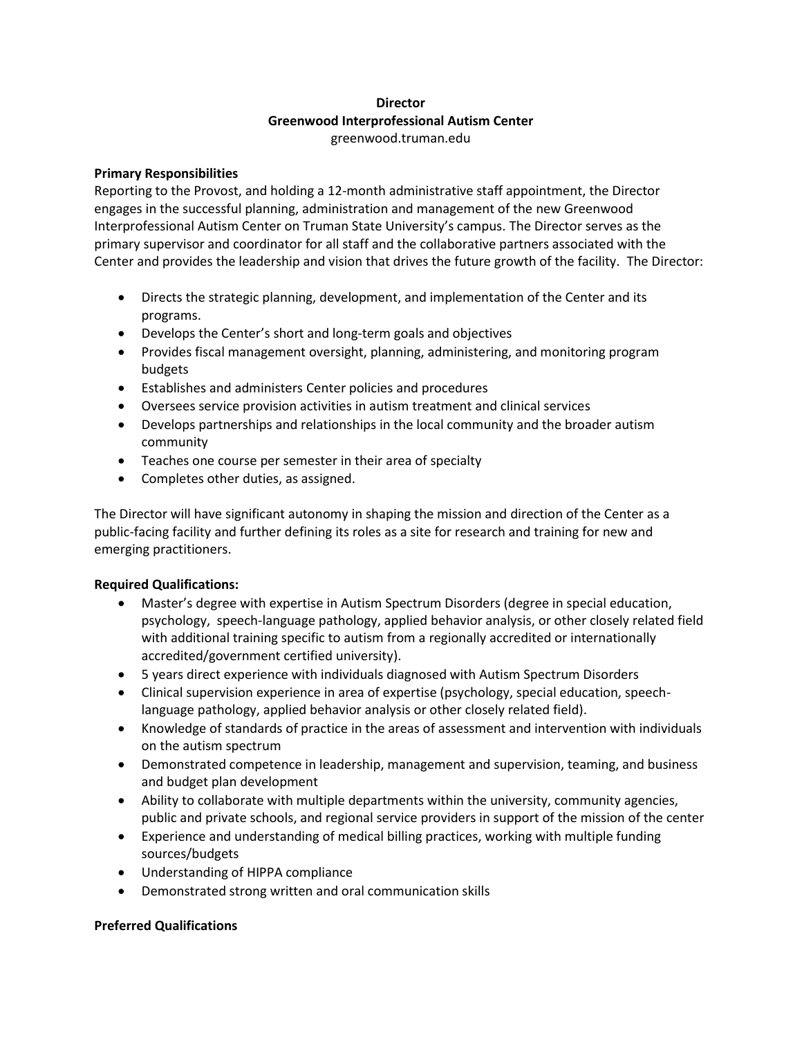**Director**
**Greenwood Interprofessional Autism Center**
greenwood.truman.edu

**Primary Responsibilities**

Reporting to the Provost, and holding a 12-month administrative staff appointment, the Director engages in the successful planning, administration and management of the new Greenwood Interprofessional Autism Center on Truman State University's campus. The Director serves as the primary supervisor and coordinator for all staff and the collaborative partners associated with the Center and provides the leadership and vision that drives the future growth of the facility. The Director:

- Directs the strategic planning, development, and implementation of the Center and its programs.
- Develops the Center's short and long-term goals and objectives
- Provides fiscal management oversight, planning, administering, and monitoring program budgets
- Establishes and administers Center policies and procedures
- Oversees service provision activities in autism treatment and clinical services
- Develops partnerships and relationships in the local community and the broader autism community
- Teaches one course per semester in their area of specialty
- Completes other duties, as assigned.

The Director will have significant autonomy in shaping the mission and direction of the Center as a public-facing facility and further defining its roles as a site for research and training for new and emerging practitioners.

**Required Qualifications:**

- Master's degree with expertise in Autism Spectrum Disorders (degree in special education, psychology, speech-language pathology, applied behavior analysis, or other closely related field with additional training specific to autism from a regionally accredited or internationally accredited/government certified university).
- 5 years direct experience with individuals diagnosed with Autism Spectrum Disorders
- Clinical supervision experience in area of expertise (psychology, special education, speech-language pathology, applied behavior analysis or other closely related field).
- Knowledge of standards of practice in the areas of assessment and intervention with individuals on the autism spectrum
- Demonstrated competence in leadership, management and supervision, teaming, and business and budget plan development
- Ability to collaborate with multiple departments within the university, community agencies, public and private schools, and regional service providers in support of the mission of the center
- Experience and understanding of medical billing practices, working with multiple funding sources/budgets
- Understanding of HIPPA compliance
- Demonstrated strong written and oral communication skills

**Preferred Qualifications**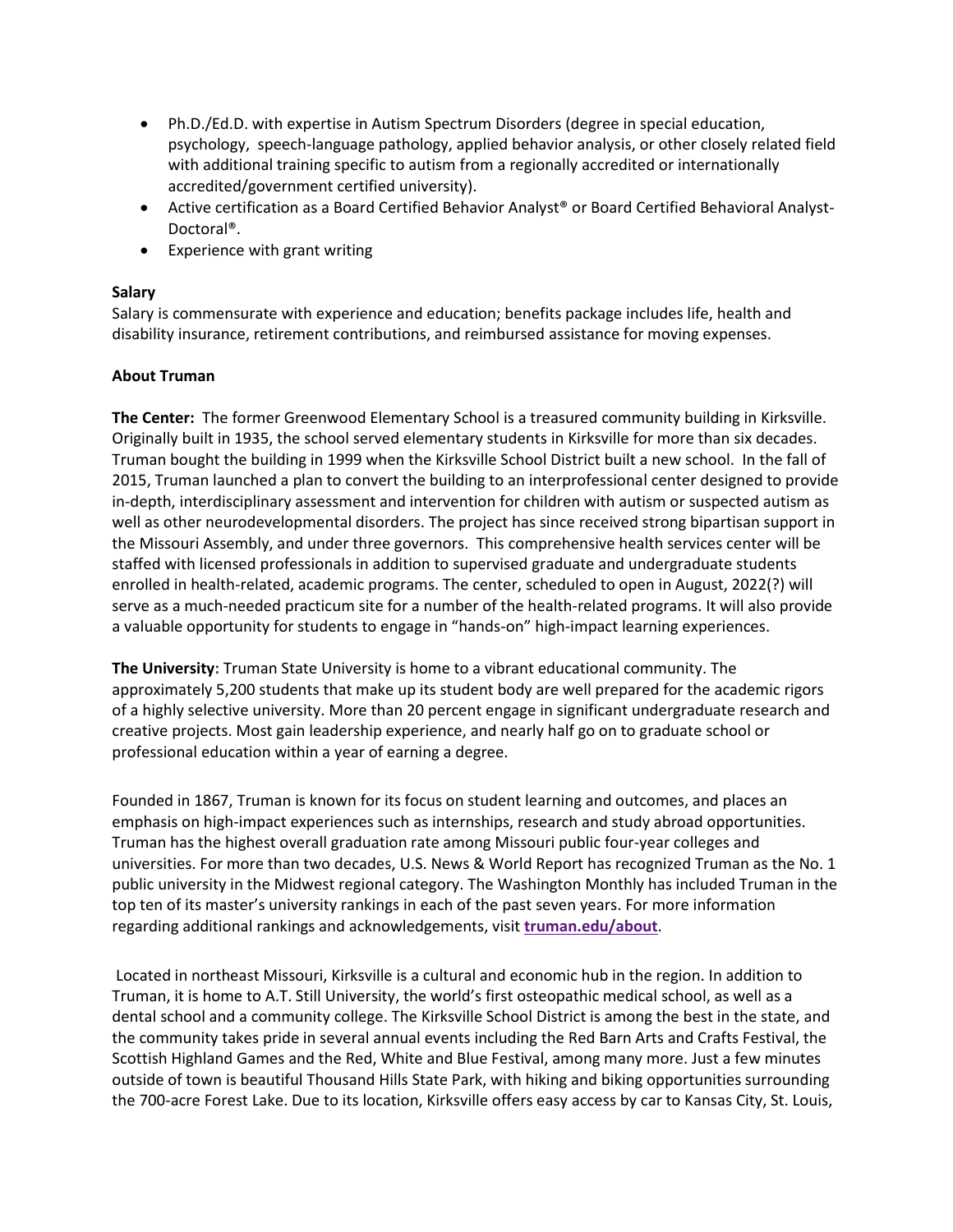- Ph.D./Ed.D. with expertise in Autism Spectrum Disorders (degree in special education, psychology, speech-language pathology, applied behavior analysis, or other closely related field with additional training specific to autism from a regionally accredited or internationally accredited/government certified university).
- Active certification as a Board Certified Behavior Analyst® or Board Certified Behavioral Analyst-Doctoral®.
- Experience with grant writing

**Salary**

Salary is commensurate with experience and education; benefits package includes life, health and disability insurance, retirement contributions, and reimbursed assistance for moving expenses.

**About Truman**

**The Center:** The former Greenwood Elementary School is a treasured community building in Kirksville. Originally built in 1935, the school served elementary students in Kirksville for more than six decades. Truman bought the building in 1999 when the Kirksville School District built a new school. In the fall of 2015, Truman launched a plan to convert the building to an interprofessional center designed to provide in-depth, interdisciplinary assessment and intervention for children with autism or suspected autism as well as other neurodevelopmental disorders. The project has since received strong bipartisan support in the Missouri Assembly, and under three governors. This comprehensive health services center will be staffed with licensed professionals in addition to supervised graduate and undergraduate students enrolled in health-related, academic programs. The center, scheduled to open in August, 2022(?) will serve as a much-needed practicum site for a number of the health-related programs. It will also provide a valuable opportunity for students to engage in "hands-on" high-impact learning experiences.

**The University:** Truman State University is home to a vibrant educational community. The approximately 5,200 students that make up its student body are well prepared for the academic rigors of a highly selective university. More than 20 percent engage in significant undergraduate research and creative projects. Most gain leadership experience, and nearly half go on to graduate school or professional education within a year of earning a degree.

Founded in 1867, Truman is known for its focus on student learning and outcomes, and places an emphasis on high-impact experiences such as internships, research and study abroad opportunities. Truman has the highest overall graduation rate among Missouri public four-year colleges and universities. For more than two decades, U.S. News & World Report has recognized Truman as the No. 1 public university in the Midwest regional category. The Washington Monthly has included Truman in the top ten of its master's university rankings in each of the past seven years. For more information regarding additional rankings and acknowledgements, visit **[truman.edu/about](truman.edu/about)**.

Located in northeast Missouri, Kirksville is a cultural and economic hub in the region. In addition to Truman, it is home to A.T. Still University, the world's first osteopathic medical school, as well as a dental school and a community college. The Kirksville School District is among the best in the state, and the community takes pride in several annual events including the Red Barn Arts and Crafts Festival, the Scottish Highland Games and the Red, White and Blue Festival, among many more. Just a few minutes outside of town is beautiful Thousand Hills State Park, with hiking and biking opportunities surrounding the 700-acre Forest Lake. Due to its location, Kirksville offers easy access by car to Kansas City, St. Louis,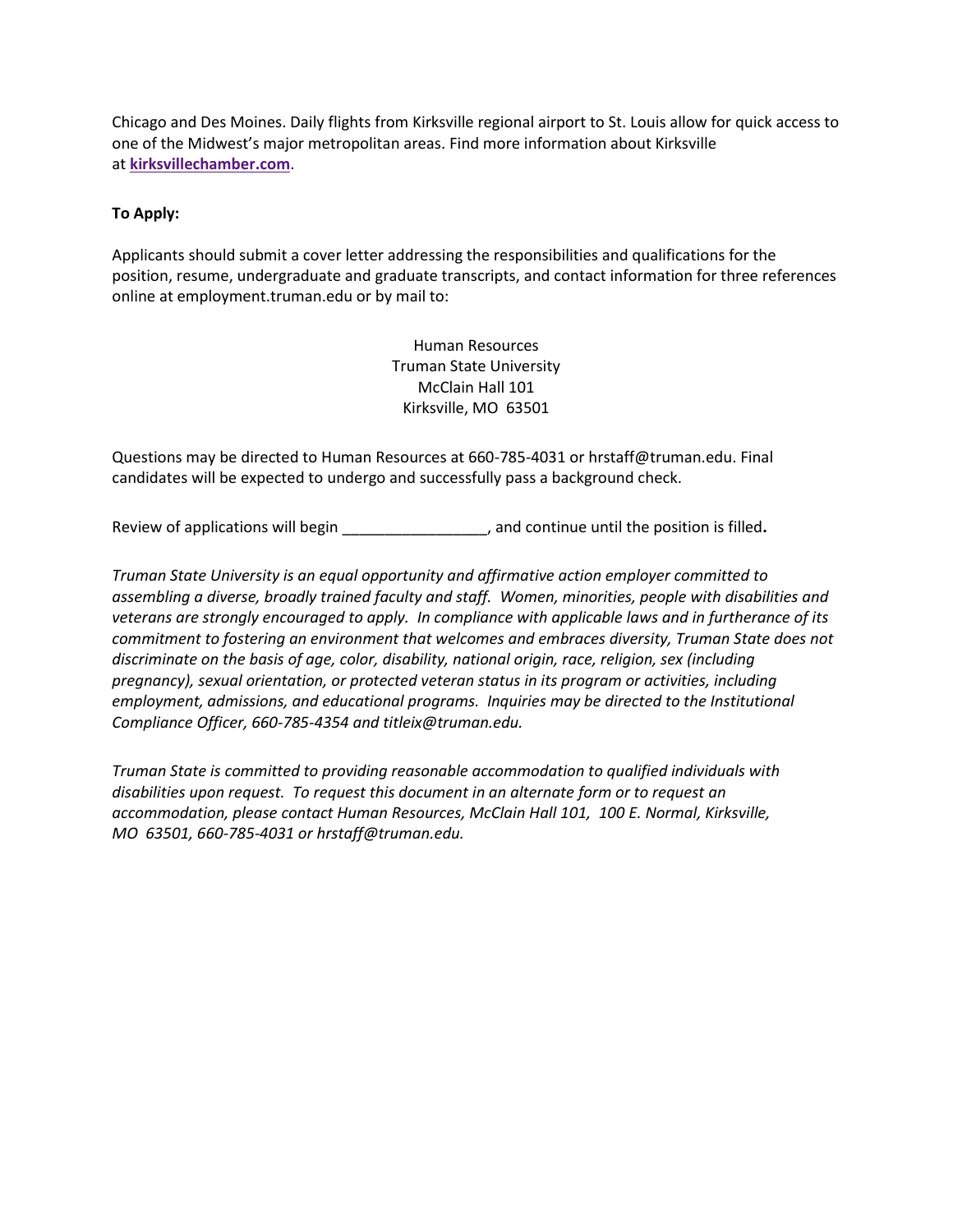Chicago and Des Moines. Daily flights from Kirksville regional airport to St. Louis allow for quick access to one of the Midwest's major metropolitan areas. Find more information about Kirksville at **kirksvillechamber.com**.

**To Apply:**

Applicants should submit a cover letter addressing the responsibilities and qualifications for the position, resume, undergraduate and graduate transcripts, and contact information for three references online at employment.truman.edu or by mail to:

Human Resources
Truman State University
McClain Hall 101
Kirksville, MO 63501

Questions may be directed to Human Resources at 660-785-4031 or hrstaff@truman.edu. Final candidates will be expected to undergo and successfully pass a background check.

Review of applications will begin _________________, and continue until the position is filled**.**

*Truman State University is an equal opportunity and affirmative action employer committed to assembling a diverse, broadly trained faculty and staff. Women, minorities, people with disabilities and veterans are strongly encouraged to apply. In compliance with applicable laws and in furtherance of its commitment to fostering an environment that welcomes and embraces diversity, Truman State does not discriminate on the basis of age, color, disability, national origin, race, religion, sex (including pregnancy), sexual orientation, or protected veteran status in its program or activities, including employment, admissions, and educational programs. Inquiries may be directed to the Institutional Compliance Officer, 660-785-4354 and titleix@truman.edu.*

*Truman State is committed to providing reasonable accommodation to qualified individuals with disabilities upon request. To request this document in an alternate form or to request an accommodation, please contact Human Resources, McClain Hall 101, 100 E. Normal, Kirksville, MO 63501, 660-785-4031 or hrstaff@truman.edu.*